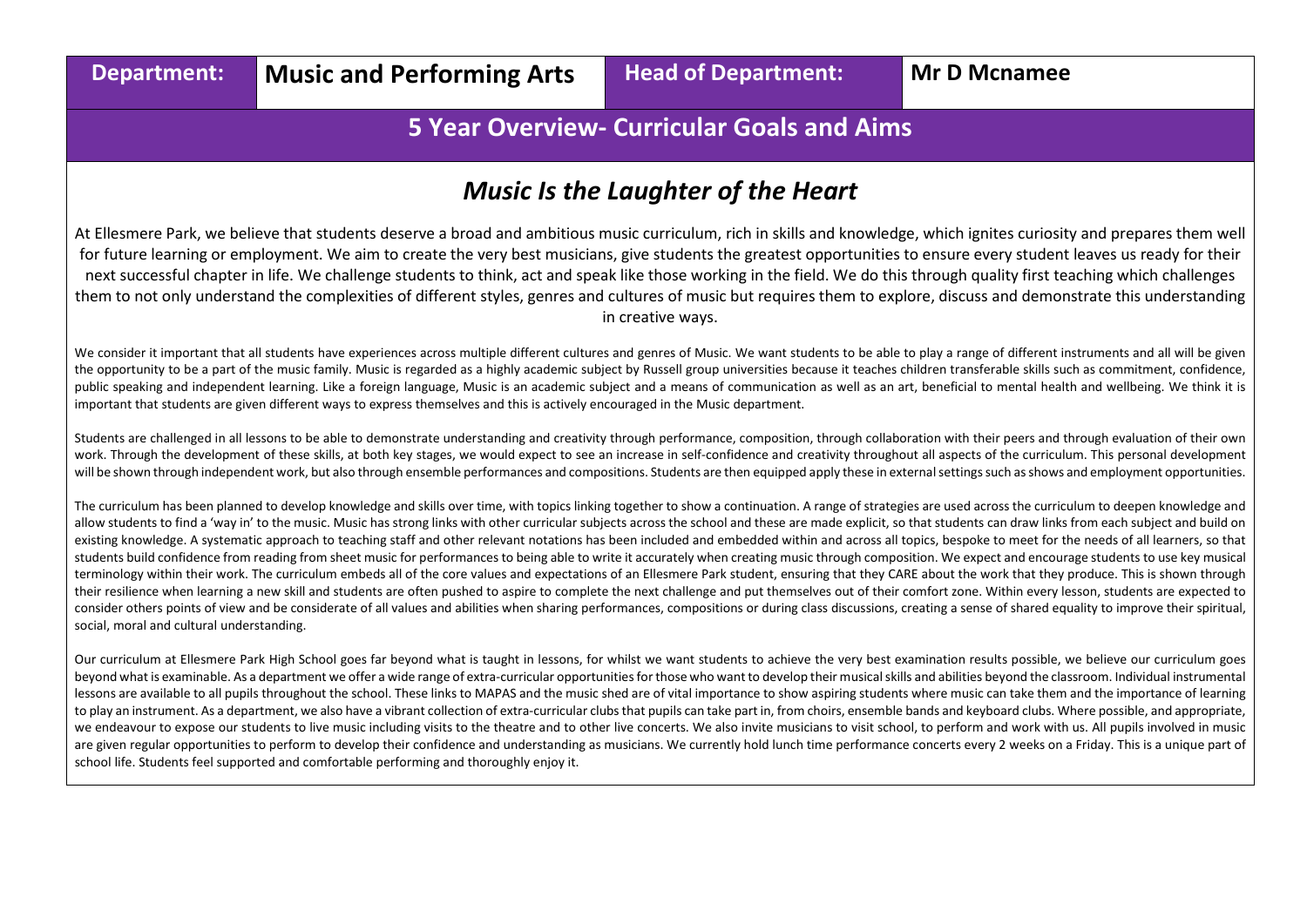| Department: | Music and Performing Arts | Head of Department: | Mr D Mcnamee |
|---|---|---|---|

## 5 Year Overview- Curricular Goals and Aims

### *Music Is the Laughter of the Heart*

At Ellesmere Park, we believe that students deserve a broad and ambitious music curriculum, rich in skills and knowledge, which ignites curiosity and prepares them well for future learning or employment. We aim to create the very best musicians, give students the greatest opportunities to ensure every student leaves us ready for their next successful chapter in life. We challenge students to think, act and speak like those working in the field. We do this through quality first teaching which challenges them to not only understand the complexities of different styles, genres and cultures of music but requires them to explore, discuss and demonstrate this understanding in creative ways.

We consider it important that all students have experiences across multiple different cultures and genres of Music. We want students to be able to play a range of different instruments and all will be given the opportunity to be a part of the music family. Music is regarded as a highly academic subject by Russell group universities because it teaches children transferable skills such as commitment, confidence, public speaking and independent learning. Like a foreign language, Music is an academic subject and a means of communication as well as an art, beneficial to mental health and wellbeing. We think it is important that students are given different ways to express themselves and this is actively encouraged in the Music department.

Students are challenged in all lessons to be able to demonstrate understanding and creativity through performance, composition, through collaboration with their peers and through evaluation of their own work. Through the development of these skills, at both key stages, we would expect to see an increase in self-confidence and creativity throughout all aspects of the curriculum. This personal development will be shown through independent work, but also through ensemble performances and compositions. Students are then equipped apply these in external settings such as shows and employment opportunities.

The curriculum has been planned to develop knowledge and skills over time, with topics linking together to show a continuation. A range of strategies are used across the curriculum to deepen knowledge and allow students to find a 'way in' to the music. Music has strong links with other curricular subjects across the school and these are made explicit, so that students can draw links from each subject and build on existing knowledge. A systematic approach to teaching staff and other relevant notations has been included and embedded within and across all topics, bespoke to meet for the needs of all learners, so that students build confidence from reading from sheet music for performances to being able to write it accurately when creating music through composition. We expect and encourage students to use key musical terminology within their work. The curriculum embeds all of the core values and expectations of an Ellesmere Park student, ensuring that they CARE about the work that they produce. This is shown through their resilience when learning a new skill and students are often pushed to aspire to complete the next challenge and put themselves out of their comfort zone. Within every lesson, students are expected to consider others points of view and be considerate of all values and abilities when sharing performances, compositions or during class discussions, creating a sense of shared equality to improve their spiritual, social, moral and cultural understanding.

Our curriculum at Ellesmere Park High School goes far beyond what is taught in lessons, for whilst we want students to achieve the very best examination results possible, we believe our curriculum goes beyond what is examinable. As a department we offer a wide range of extra-curricular opportunities for those who want to develop their musical skills and abilities beyond the classroom. Individual instrumental lessons are available to all pupils throughout the school. These links to MAPAS and the music shed are of vital importance to show aspiring students where music can take them and the importance of learning to play an instrument. As a department, we also have a vibrant collection of extra-curricular clubs that pupils can take part in, from choirs, ensemble bands and keyboard clubs. Where possible, and appropriate, we endeavour to expose our students to live music including visits to the theatre and to other live concerts. We also invite musicians to visit school, to perform and work with us. All pupils involved in music are given regular opportunities to perform to develop their confidence and understanding as musicians. We currently hold lunch time performance concerts every 2 weeks on a Friday. This is a unique part of school life. Students feel supported and comfortable performing and thoroughly enjoy it.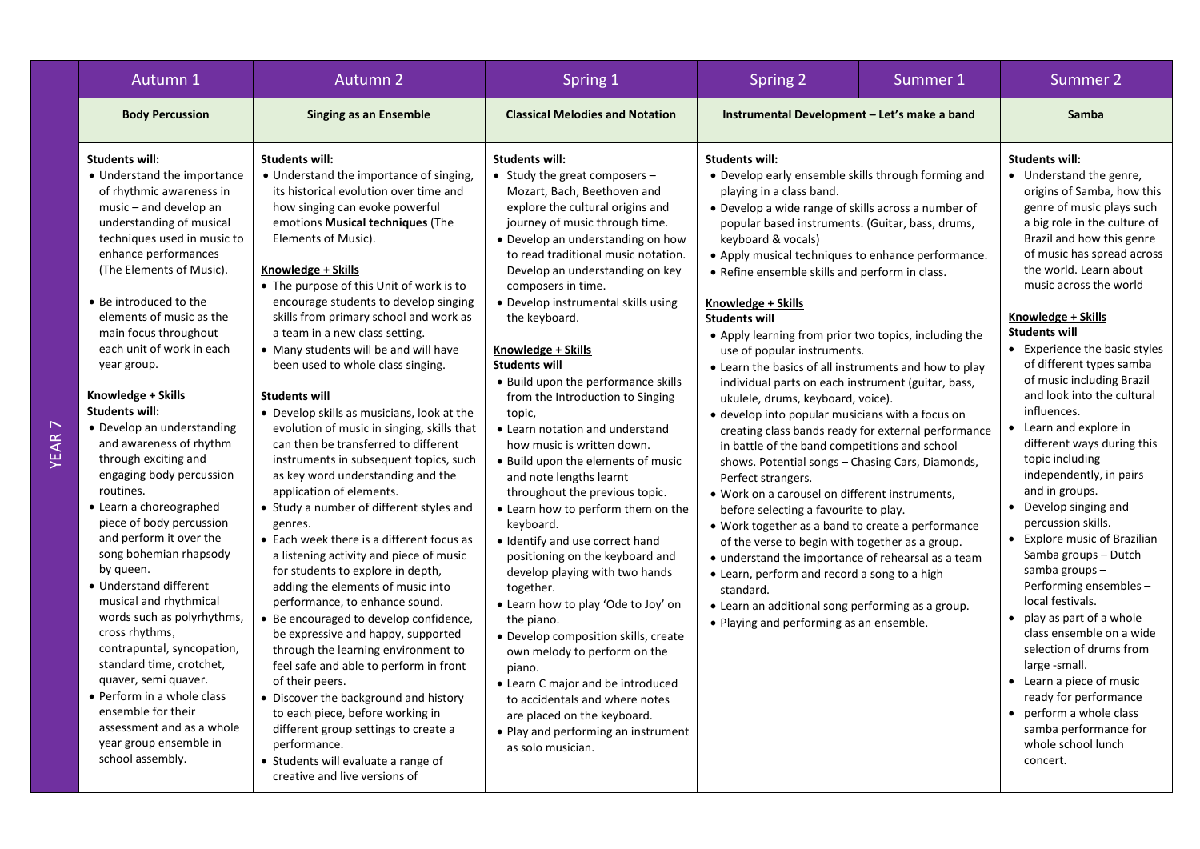| | Autumn 1 | Autumn 2 | Spring 1 | Spring 2 | Summer 1 | Summer 2 |
|---|---|---|---|---|---|---|
| | **Body Percussion** | **Singing as an Ensemble** | **Classical Melodies and Notation** | **Instrumental Development – Let's make a band** | | **Samba** |
| YEAR 7 | **Students will:**<br>• Understand the importance of rhythmic awareness in music – and develop an understanding of musical techniques used in music to enhance performances (The Elements of Music).<br><br>• Be introduced to the elements of music as the main focus throughout each unit of work in each year group.<br><br>**Knowledge + Skills**<br>**Students will:**<br>• Develop an understanding and awareness of rhythm through exciting and engaging body percussion routines.<br>• Learn a choreographed piece of body percussion and perform it over the song bohemian rhapsody by queen.<br>• Understand different musical and rhythmical words such as polyrhythms, cross rhythms, contrapuntal, syncopation, standard time, crotchet, quaver, semi quaver.<br>• Perform in a whole class ensemble for their assessment and as a whole year group ensemble in school assembly. | **Students will:**<br>• Understand the importance of singing, its historical evolution over time and how singing can evoke powerful emotions **Musical techniques** (The Elements of Music).<br><br>**Knowledge + Skills**<br>• The purpose of this Unit of work is to encourage students to develop singing skills from primary school and work as a team in a new class setting.<br>• Many students will be and will have been used to whole class singing.<br><br>**Students will**<br>• Develop skills as musicians, look at the evolution of music in singing, skills that can then be transferred to different instruments in subsequent topics, such as key word understanding and the application of elements.<br>• Study a number of different styles and genres.<br>• Each week there is a different focus as a listening activity and piece of music for students to explore in depth, adding the elements of music into performance, to enhance sound.<br>• Be encouraged to develop confidence, be expressive and happy, supported through the learning environment to feel safe and able to perform in front of their peers.<br>• Discover the background and history to each piece, before working in different group settings to create a performance.<br>• Students will evaluate a range of creative and live versions of | **Students will:**<br>• Study the great composers – Mozart, Bach, Beethoven and explore the cultural origins and journey of music through time.<br>• Develop an understanding on how to read traditional music notation. Develop an understanding on key composers in time.<br>• Develop instrumental skills using the keyboard.<br><br>**Knowledge + Skills**<br>**Students will**<br>• Build upon the performance skills from the Introduction to Singing topic,<br>• Learn notation and understand how music is written down.<br>• Build upon the elements of music and note lengths learnt throughout the previous topic.<br>• Learn how to perform them on the keyboard.<br>• Identify and use correct hand positioning on the keyboard and develop playing with two hands together.<br>• Learn how to play 'Ode to Joy' on the piano.<br>• Develop composition skills, create own melody to perform on the piano.<br>• Learn C major and be introduced to accidentals and where notes are placed on the keyboard.<br>• Play and performing an instrument as solo musician. | **Students will:**<br>• Develop early ensemble skills through forming and playing in a class band.<br>• Develop a wide range of skills across a number of popular based instruments. (Guitar, bass, drums, keyboard & vocals)<br>• Apply musical techniques to enhance performance.<br>• Refine ensemble skills and perform in class.<br><br>**Knowledge + Skills**<br>**Students will**<br>• Apply learning from prior two topics, including the use of popular instruments.<br>• Learn the basics of all instruments and how to play individual parts on each instrument (guitar, bass, ukulele, drums, keyboard, voice).<br>• develop into popular musicians with a focus on creating class bands ready for external performance in battle of the band competitions and school shows. Potential songs – Chasing Cars, Diamonds, Perfect strangers.<br>• Work on a carousel on different instruments, before selecting a favourite to play.<br>• Work together as a band to create a performance of the verse to begin with together as a group.<br>• understand the importance of rehearsal as a team<br>• Learn, perform and record a song to a high standard.<br>• Learn an additional song performing as a group.<br>• Playing and performing as an ensemble. | | **Students will:**<br>• Understand the genre, origins of Samba, how this genre of music plays such a big role in the culture of Brazil and how this genre of music has spread across the world. Learn about music across the world<br><br>**Knowledge + Skills**<br>**Students will**<br>• Experience the basic styles of different types samba of music including Brazil and look into the cultural influences.<br>• Learn and explore in different ways during this topic including independently, in pairs and in groups.<br>• Develop singing and percussion skills.<br>• Explore music of Brazilian Samba groups – Dutch samba groups – Performing ensembles – local festivals.<br>• play as part of a whole class ensemble on a wide selection of drums from large -small.<br>• Learn a piece of music ready for performance<br>• perform a whole class samba performance for whole school lunch concert. |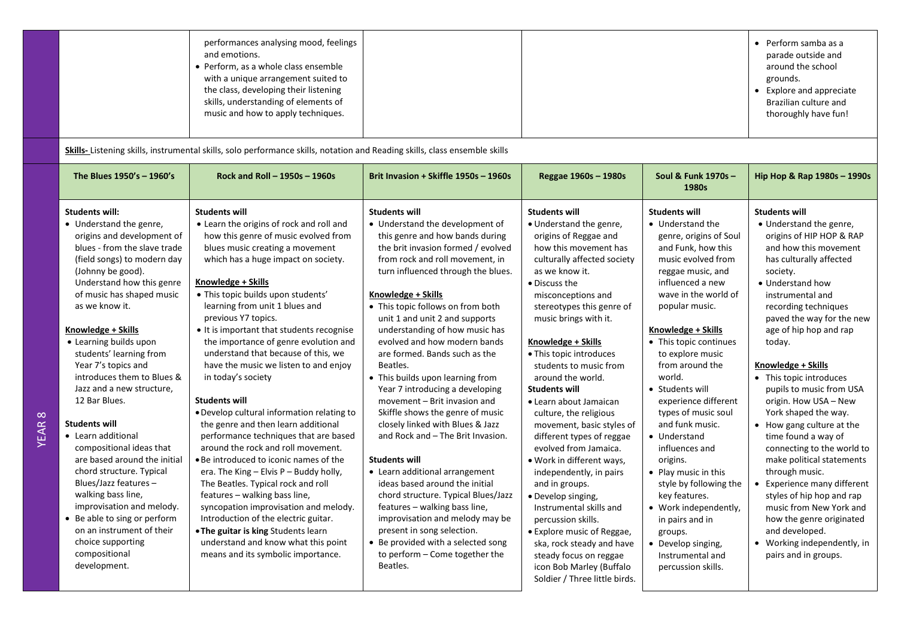| | | | | | | |
|---|---|---|---|---|---|---|
| | | performances analysing mood, feelings and emotions.<br>• Perform, as a whole class ensemble with a unique arrangement suited to the class, developing their listening skills, understanding of elements of music and how to apply techniques. | | | | • Perform samba as a parade outside and around the school grounds.<br>• Explore and appreciate Brazilian culture and thoroughly have fun! |
| | **Skills-** Listening skills, instrumental skills, solo performance skills, notation and Reading skills, class ensemble skills | | | | | |
| YEAR 8 | **The Blues 1950's – 1960's** | **Rock and Roll – 1950s – 1960s** | **Brit Invasion + Skiffle 1950s – 1960s** | **Reggae 1960s – 1980s** | **Soul & Funk 1970s – 1980s** | **Hip Hop & Rap 1980s – 1990s** |
| | **Students will:**<br>• Understand the genre, origins and development of blues - from the slave trade (field songs) to modern day (Johnny be good). Understand how this genre of music has shaped music as we know it.<br><br>**Knowledge + Skills**<br>• Learning builds upon students' learning from Year 7's topics and introduces them to Blues & Jazz and a new structure, 12 Bar Blues.<br><br>**Students will**<br>• Learn additional compositional ideas that are based around the initial chord structure. Typical Blues/Jazz features – walking bass line, improvisation and melody.<br>• Be able to sing or perform on an instrument of their choice supporting compositional development. | **Students will**<br>• Learn the origins of rock and roll and how this genre of music evolved from blues music creating a movement which has a huge impact on society.<br><br>**Knowledge + Skills**<br>• This topic builds upon students' learning from unit 1 blues and previous Y7 topics.<br>• It is important that students recognise the importance of genre evolution and understand that because of this, we have the music we listen to and enjoy in today's society<br><br>**Students will**<br>• Develop cultural information relating to the genre and then learn additional performance techniques that are based around the rock and roll movement.<br>• Be introduced to iconic names of the era. The King – Elvis P – Buddy holly, The Beatles. Typical rock and roll features – walking bass line, syncopation improvisation and melody. Introduction of the electric guitar.<br>• **The guitar is king** Students learn understand and know what this point means and its symbolic importance. | **Students will**<br>• Understand the development of this genre and how bands during the brit invasion formed / evolved from rock and roll movement, in turn influenced through the blues.<br><br>**Knowledge + Skills**<br>• This topic follows on from both unit 1 and unit 2 and supports understanding of how music has evolved and how modern bands are formed. Bands such as the Beatles.<br>• This builds upon learning from Year 7 introducing a developing movement – Brit invasion and Skiffle shows the genre of music closely linked with Blues & Jazz and Rock and – The Brit Invasion.<br><br>**Students will**<br>• Learn additional arrangement ideas based around the initial chord structure. Typical Blues/Jazz features – walking bass line, improvisation and melody may be present in song selection.<br>• Be provided with a selected song to perform – Come together the Beatles. | **Students will**<br>• Understand the genre, origins of Reggae and how this movement has culturally affected society as we know it.<br>• Discuss the misconceptions and stereotypes this genre of music brings with it.<br><br>**Knowledge + Skills**<br>• This topic introduces students to music from around the world.<br>**Students will**<br>• Learn about Jamaican culture, the religious movement, basic styles of different types of reggae evolved from Jamaica.<br>• Work in different ways, independently, in pairs and in groups.<br>• Develop singing, Instrumental skills and percussion skills.<br>• Explore music of Reggae, ska, rock steady and have steady focus on reggae icon Bob Marley (Buffalo Soldier / Three little birds. | **Students will**<br>• Understand the genre, origins of Soul and Funk, how this music evolved from reggae music, and influenced a new wave in the world of popular music.<br><br>**Knowledge + Skills**<br>• This topic continues to explore music from around the world.<br>• Students will experience different types of music soul and funk music.<br>• Understand influences and origins.<br>• Play music in this style by following the key features.<br>• Work independently, in pairs and in groups.<br>• Develop singing, Instrumental and percussion skills. | **Students will**<br>• Understand the genre, origins of HIP HOP & RAP and how this movement has culturally affected society.<br>• Understand how instrumental and recording techniques paved the way for the new age of hip hop and rap today.<br><br>**Knowledge + Skills**<br>• This topic introduces pupils to music from USA origin. How USA – New York shaped the way.<br>• How gang culture at the time found a way of connecting to the world to make political statements through music.<br>• Experience many different styles of hip hop and rap music from New York and how the genre originated and developed.<br>• Working independently, in pairs and in groups. |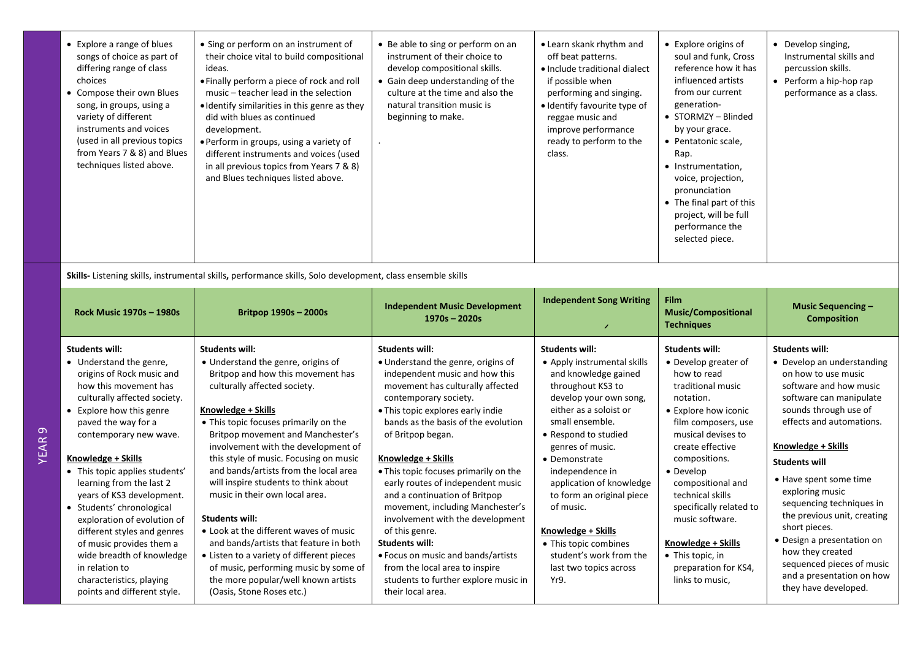| | | | | | | |
|---|---|---|---|---|---|---|
| | • Explore a range of blues songs of choice as part of differing range of class choices<br>• Compose their own Blues song, in groups, using a variety of different instruments and voices (used in all previous topics from Years 7 & 8) and Blues techniques listed above. | • Sing or perform on an instrument of their choice vital to build compositional ideas.<br>• Finally perform a piece of rock and roll music – teacher lead in the selection<br>• Identify similarities in this genre as they did with blues as continued development.<br>• Perform in groups, using a variety of different instruments and voices (used in all previous topics from Years 7 & 8) and Blues techniques listed above. | • Be able to sing or perform on an instrument of their choice to develop compositional skills.<br>• Gain deep understanding of the culture at the time and also the natural transition music is beginning to make.<br>. | • Learn skank rhythm and off beat patterns.<br>• Include traditional dialect if possible when performing and singing.<br>• Identify favourite type of reggae music and improve performance ready to perform to the class. | • Explore origins of soul and funk, Cross reference how it has influenced artists from our current generation-<br>• STORMZY – Blinded by your grace.<br>• Pentatonic scale, Rap.<br>• Instrumentation, voice, projection, pronunciation<br>• The final part of this project, will be full performance the selected piece. | • Develop singing, Instrumental skills and percussion skills.<br>• Perform a hip-hop rap performance as a class. |
| YEAR 9 | **Skills-** Listening skills, instrumental skills, performance skills, Solo development, class ensemble skills | | | | | |
| | **Rock Music 1970s – 1980s** | **Britpop 1990s – 2000s** | **Independent Music Development 1970s – 2020s** | **Independent Song Writing** | **Film Music/Compositional Techniques** | **Music Sequencing – Composition** |
| | **Students will:**<br>• Understand the genre, origins of Rock music and how this movement has culturally affected society.<br>• Explore how this genre paved the way for a contemporary new wave.<br><br>**Knowledge + Skills**<br>• This topic applies students' learning from the last 2 years of KS3 development.<br>• Students' chronological exploration of evolution of different styles and genres of music provides them a wide breadth of knowledge in relation to characteristics, playing points and different style. | **Students will:**<br>• Understand the genre, origins of Britpop and how this movement has culturally affected society.<br><br>**Knowledge + Skills**<br>• This topic focuses primarily on the Britpop movement and Manchester's involvement with the development of this style of music. Focusing on music and bands/artists from the local area will inspire students to think about music in their own local area.<br><br>**Students will:**<br>• Look at the different waves of music and bands/artists that feature in both<br>• Listen to a variety of different pieces of music, performing music by some of the more popular/well known artists (Oasis, Stone Roses etc.) | **Students will:**<br>• Understand the genre, origins of independent music and how this movement has culturally affected contemporary society.<br>• This topic explores early indie bands as the basis of the evolution of Britpop began.<br><br>**Knowledge + Skills**<br>• This topic focuses primarily on the early routes of independent music and a continuation of Britpop movement, including Manchester's involvement with the development of this genre.<br>**Students will:**<br>• Focus on music and bands/artists from the local area to inspire students to further explore music in their local area. | **Students will:**<br>• Apply instrumental skills and knowledge gained throughout KS3 to develop your own song, either as a soloist or small ensemble.<br>• Respond to studied genres of music.<br>• Demonstrate independence in application of knowledge to form an original piece of music.<br><br>**Knowledge + Skills**<br>• This topic combines student's work from the last two topics across Yr9. | **Students will:**<br>• Develop greater of how to read traditional music notation.<br>• Explore how iconic film composers, use musical devises to create effective compositions.<br>• Develop compositional and technical skills specifically related to music software.<br><br>**Knowledge + Skills**<br>• This topic, in preparation for KS4, links to music, | **Students will:**<br>• Develop an understanding on how to use music software and how music software can manipulate sounds through use of effects and automations.<br><br>**Knowledge + Skills**<br>**Students will**<br>• Have spent some time exploring music sequencing techniques in the previous unit, creating short pieces.<br>• Design a presentation on how they created sequenced pieces of music and a presentation on how they have developed. |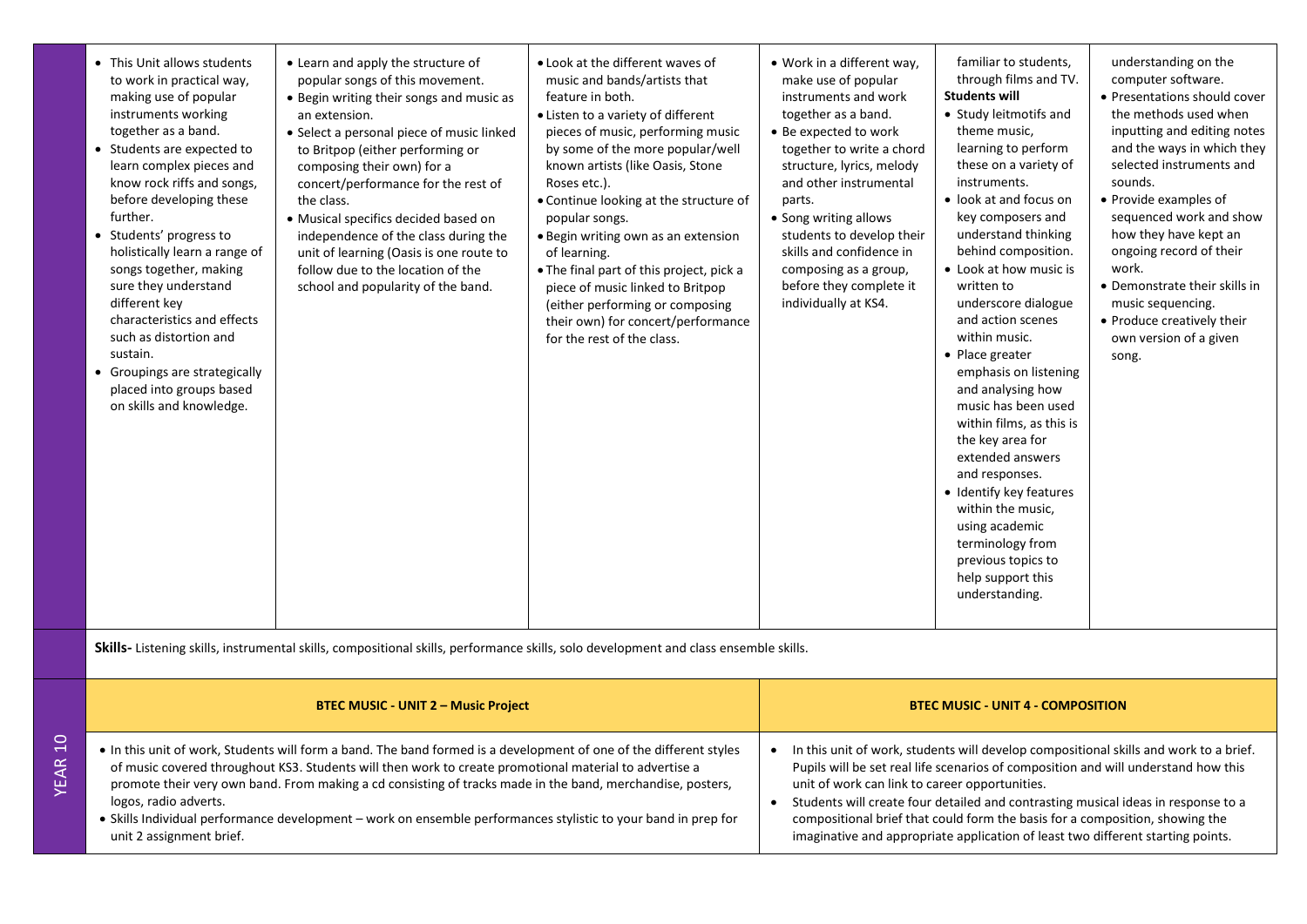| | | | | | | |
|---|---|---|---|---|---|---|
| | • This Unit allows students to work in practical way, making use of popular instruments working together as a band.<br>• Students are expected to learn complex pieces and know rock riffs and songs, before developing these further.<br>• Students' progress to holistically learn a range of songs together, making sure they understand different key characteristics and effects such as distortion and sustain.<br>• Groupings are strategically placed into groups based on skills and knowledge. | • Learn and apply the structure of popular songs of this movement.<br>• Begin writing their songs and music as an extension.<br>• Select a personal piece of music linked to Britpop (either performing or composing their own) for a concert/performance for the rest of the class.<br>• Musical specifics decided based on independence of the class during the unit of learning (Oasis is one route to follow due to the location of the school and popularity of the band. | • Look at the different waves of music and bands/artists that feature in both.<br>• Listen to a variety of different pieces of music, performing music by some of the more popular/well known artists (like Oasis, Stone Roses etc.).<br>• Continue looking at the structure of popular songs.<br>• Begin writing own as an extension of learning.<br>• The final part of this project, pick a piece of music linked to Britpop (either performing or composing their own) for concert/performance for the rest of the class. | • Work in a different way, make use of popular instruments and work together as a band.<br>• Be expected to work together to write a chord structure, lyrics, melody and other instrumental parts.<br>• Song writing allows students to develop their skills and confidence in composing as a group, before they complete it individually at KS4. | familiar to students, through films and TV.<br>**Students will**<br>• Study leitmotifs and theme music, learning to perform these on a variety of instruments.<br>• look at and focus on key composers and understand thinking behind composition.<br>• Look at how music is written to underscore dialogue and action scenes within music.<br>• Place greater emphasis on listening and analysing how music has been used within films, as this is the key area for extended answers and responses.<br>• Identify key features within the music, using academic terminology from previous topics to help support this understanding. | understanding on the computer software.<br>• Presentations should cover the methods used when inputting and editing notes and the ways in which they selected instruments and sounds.<br>• Provide examples of sequenced work and show how they have kept an ongoing record of their work.<br>• Demonstrate their skills in music sequencing.<br>• Produce creatively their own version of a given song. |
| | **Skills-** Listening skills, instrumental skills, compositional skills, performance skills, solo development and class ensemble skills. | | | | | |

| YEAR 10 | BTEC MUSIC - UNIT 2 – Music Project | BTEC MUSIC - UNIT 4 - COMPOSITION |
|---|---|---|
| | • In this unit of work, Students will form a band. The band formed is a development of one of the different styles of music covered throughout KS3. Students will then work to create promotional material to advertise a promote their very own band. From making a cd consisting of tracks made in the band, merchandise, posters, logos, radio adverts.<br>• Skills Individual performance development – work on ensemble performances stylistic to your band in prep for unit 2 assignment brief. | • In this unit of work, students will develop compositional skills and work to a brief. Pupils will be set real life scenarios of composition and will understand how this unit of work can link to career opportunities.<br>• Students will create four detailed and contrasting musical ideas in response to a compositional brief that could form the basis for a composition, showing the imaginative and appropriate application of least two different starting points. |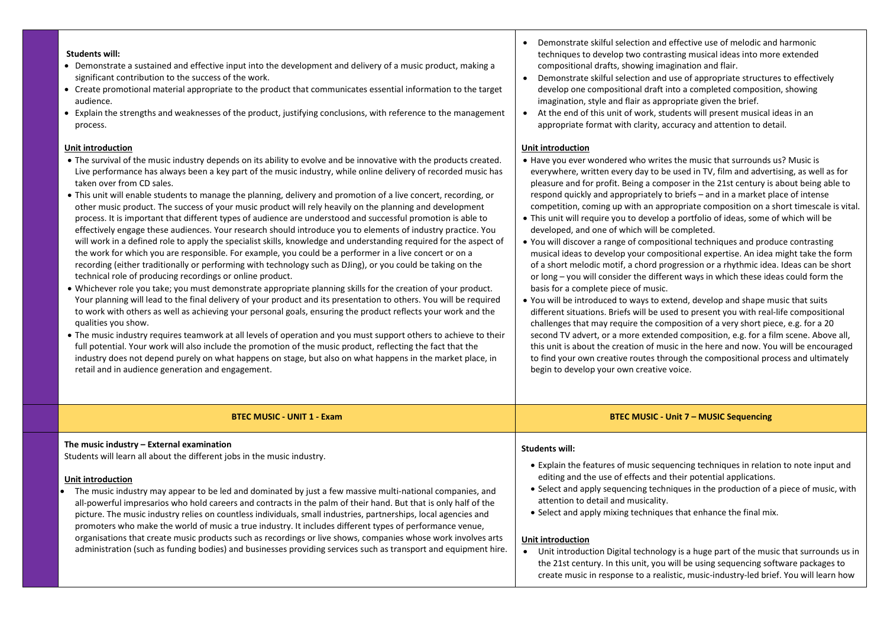**Students will:**

- Demonstrate a sustained and effective input into the development and delivery of a music product, making a significant contribution to the success of the work.
- Create promotional material appropriate to the product that communicates essential information to the target audience.
- Explain the strengths and weaknesses of the product, justifying conclusions, with reference to the management process.

**Unit introduction**

- The survival of the music industry depends on its ability to evolve and be innovative with the products created. Live performance has always been a key part of the music industry, while online delivery of recorded music has taken over from CD sales.
- This unit will enable students to manage the planning, delivery and promotion of a live concert, recording, or other music product. The success of your music product will rely heavily on the planning and development process. It is important that different types of audience are understood and successful promotion is able to effectively engage these audiences. Your research should introduce you to elements of industry practice. You will work in a defined role to apply the specialist skills, knowledge and understanding required for the aspect of the work for which you are responsible. For example, you could be a performer in a live concert or on a recording (either traditionally or performing with technology such as DJing), or you could be taking on the technical role of producing recordings or online product.
- Whichever role you take; you must demonstrate appropriate planning skills for the creation of your product. Your planning will lead to the final delivery of your product and its presentation to others. You will be required to work with others as well as achieving your personal goals, ensuring the product reflects your work and the qualities you show.
- The music industry requires teamwork at all levels of operation and you must support others to achieve to their full potential. Your work will also include the promotion of the music product, reflecting the fact that the industry does not depend purely on what happens on stage, but also on what happens in the market place, in retail and in audience generation and engagement.

- Demonstrate skilful selection and effective use of melodic and harmonic techniques to develop two contrasting musical ideas into more extended compositional drafts, showing imagination and flair.
- Demonstrate skilful selection and use of appropriate structures to effectively develop one compositional draft into a completed composition, showing imagination, style and flair as appropriate given the brief.
- At the end of this unit of work, students will present musical ideas in an appropriate format with clarity, accuracy and attention to detail.

**Unit introduction**

- Have you ever wondered who writes the music that surrounds us? Music is everywhere, written every day to be used in TV, film and advertising, as well as for pleasure and for profit. Being a composer in the 21st century is about being able to respond quickly and appropriately to briefs – and in a market place of intense competition, coming up with an appropriate composition on a short timescale is vital.
- This unit will require you to develop a portfolio of ideas, some of which will be developed, and one of which will be completed.
- You will discover a range of compositional techniques and produce contrasting musical ideas to develop your compositional expertise. An idea might take the form of a short melodic motif, a chord progression or a rhythmic idea. Ideas can be short or long – you will consider the different ways in which these ideas could form the basis for a complete piece of music.
- You will be introduced to ways to extend, develop and shape music that suits different situations. Briefs will be used to present you with real-life compositional challenges that may require the composition of a very short piece, e.g. for a 20 second TV advert, or a more extended composition, e.g. for a film scene. Above all, this unit is about the creation of music in the here and now. You will be encouraged to find your own creative routes through the compositional process and ultimately begin to develop your own creative voice.

## BTEC MUSIC - UNIT 1 - Exam

**The music industry – External examination**

Students will learn all about the different jobs in the music industry.

**Unit introduction**

- The music industry may appear to be led and dominated by just a few massive multi-national companies, and all-powerful impresarios who hold careers and contracts in the palm of their hand. But that is only half of the picture. The music industry relies on countless individuals, small industries, partnerships, local agencies and promoters who make the world of music a true industry. It includes different types of performance venue, organisations that create music products such as recordings or live shows, companies whose work involves arts administration (such as funding bodies) and businesses providing services such as transport and equipment hire.

## BTEC MUSIC - Unit 7 – MUSIC Sequencing

**Students will:**

- Explain the features of music sequencing techniques in relation to note input and editing and the use of effects and their potential applications.
- Select and apply sequencing techniques in the production of a piece of music, with attention to detail and musicality.
- Select and apply mixing techniques that enhance the final mix.

**Unit introduction**

- Unit introduction Digital technology is a huge part of the music that surrounds us in the 21st century. In this unit, you will be using sequencing software packages to create music in response to a realistic, music-industry-led brief. You will learn how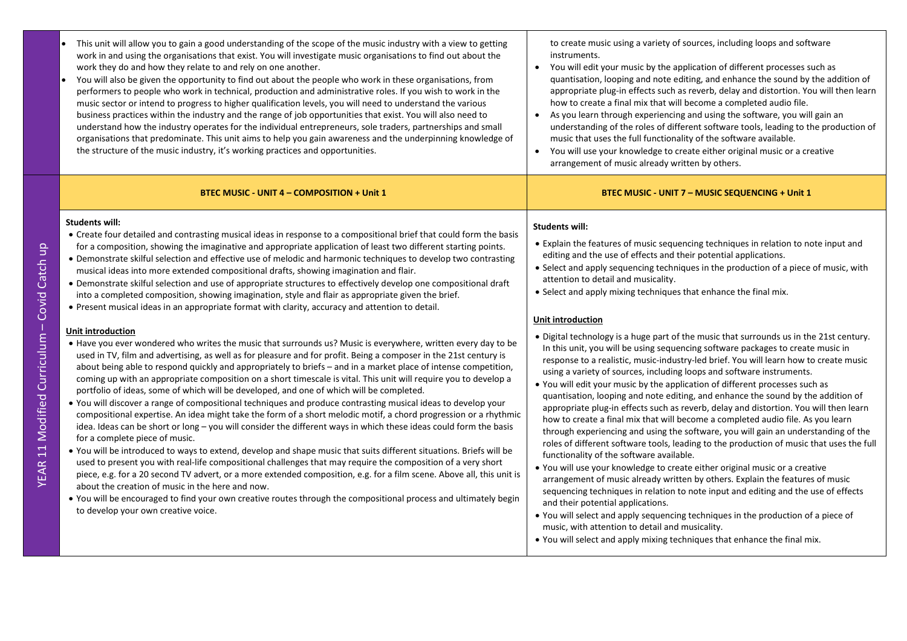- This unit will allow you to gain a good understanding of the scope of the music industry with a view to getting work in and using the organisations that exist. You will investigate music organisations to find out about the work they do and how they relate to and rely on one another.
- You will also be given the opportunity to find out about the people who work in these organisations, from performers to people who work in technical, production and administrative roles. If you wish to work in the music sector or intend to progress to higher qualification levels, you will need to understand the various business practices within the industry and the range of job opportunities that exist. You will also need to understand how the industry operates for the individual entrepreneurs, sole traders, partnerships and small organisations that predominate. This unit aims to help you gain awareness and the underpinning knowledge of the structure of the music industry, it's working practices and opportunities.

to create music using a variety of sources, including loops and software instruments.

- You will edit your music by the application of different processes such as quantisation, looping and note editing, and enhance the sound by the addition of appropriate plug-in effects such as reverb, delay and distortion. You will then learn how to create a final mix that will become a completed audio file.
- As you learn through experiencing and using the software, you will gain an understanding of the roles of different software tools, leading to the production of music that uses the full functionality of the software available.
- You will use your knowledge to create either original music or a creative arrangement of music already written by others.

# YEAR 11 Modified Curriculum – Covid Catch up

## BTEC MUSIC - UNIT 4 – COMPOSITION + Unit 1

**Students will:**

- Create four detailed and contrasting musical ideas in response to a compositional brief that could form the basis for a composition, showing the imaginative and appropriate application of least two different starting points.
- Demonstrate skilful selection and effective use of melodic and harmonic techniques to develop two contrasting musical ideas into more extended compositional drafts, showing imagination and flair.
- Demonstrate skilful selection and use of appropriate structures to effectively develop one compositional draft into a completed composition, showing imagination, style and flair as appropriate given the brief.
- Present musical ideas in an appropriate format with clarity, accuracy and attention to detail.

**Unit introduction**

- Have you ever wondered who writes the music that surrounds us? Music is everywhere, written every day to be used in TV, film and advertising, as well as for pleasure and for profit. Being a composer in the 21st century is about being able to respond quickly and appropriately to briefs – and in a market place of intense competition, coming up with an appropriate composition on a short timescale is vital. This unit will require you to develop a portfolio of ideas, some of which will be developed, and one of which will be completed.
- You will discover a range of compositional techniques and produce contrasting musical ideas to develop your compositional expertise. An idea might take the form of a short melodic motif, a chord progression or a rhythmic idea. Ideas can be short or long – you will consider the different ways in which these ideas could form the basis for a complete piece of music.
- You will be introduced to ways to extend, develop and shape music that suits different situations. Briefs will be used to present you with real-life compositional challenges that may require the composition of a very short piece, e.g. for a 20 second TV advert, or a more extended composition, e.g. for a film scene. Above all, this unit is about the creation of music in the here and now.
- You will be encouraged to find your own creative routes through the compositional process and ultimately begin to develop your own creative voice.

## BTEC MUSIC - UNIT 7 – MUSIC SEQUENCING + Unit 1

**Students will:**

- Explain the features of music sequencing techniques in relation to note input and editing and the use of effects and their potential applications.
- Select and apply sequencing techniques in the production of a piece of music, with attention to detail and musicality.
- Select and apply mixing techniques that enhance the final mix.

**Unit introduction**

- Digital technology is a huge part of the music that surrounds us in the 21st century. In this unit, you will be using sequencing software packages to create music in response to a realistic, music-industry-led brief. You will learn how to create music using a variety of sources, including loops and software instruments.
- You will edit your music by the application of different processes such as quantisation, looping and note editing, and enhance the sound by the addition of appropriate plug-in effects such as reverb, delay and distortion. You will then learn how to create a final mix that will become a completed audio file. As you learn through experiencing and using the software, you will gain an understanding of the roles of different software tools, leading to the production of music that uses the full functionality of the software available.
- You will use your knowledge to create either original music or a creative arrangement of music already written by others. Explain the features of music sequencing techniques in relation to note input and editing and the use of effects and their potential applications.
- You will select and apply sequencing techniques in the production of a piece of music, with attention to detail and musicality.
- You will select and apply mixing techniques that enhance the final mix.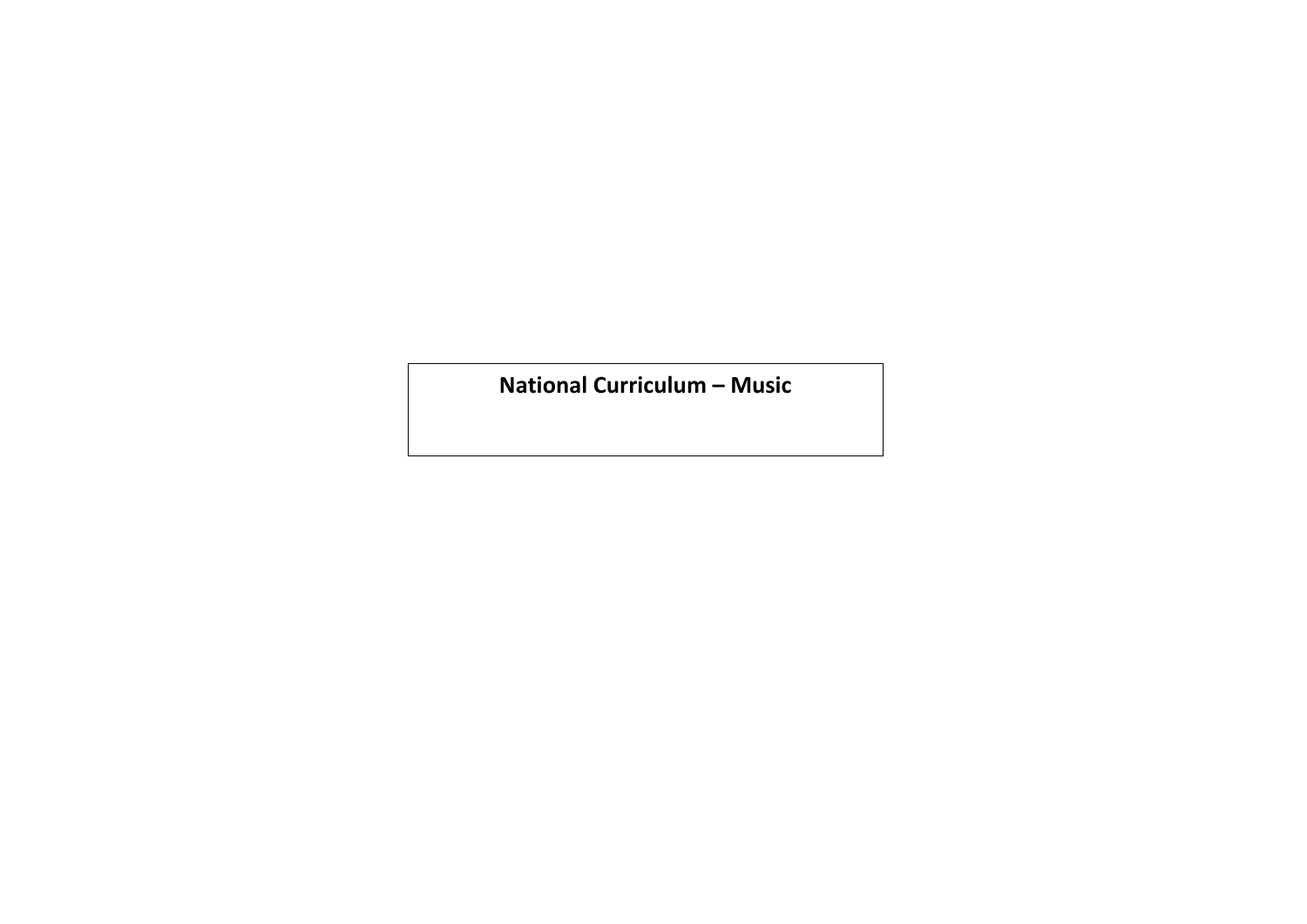# National Curriculum – Music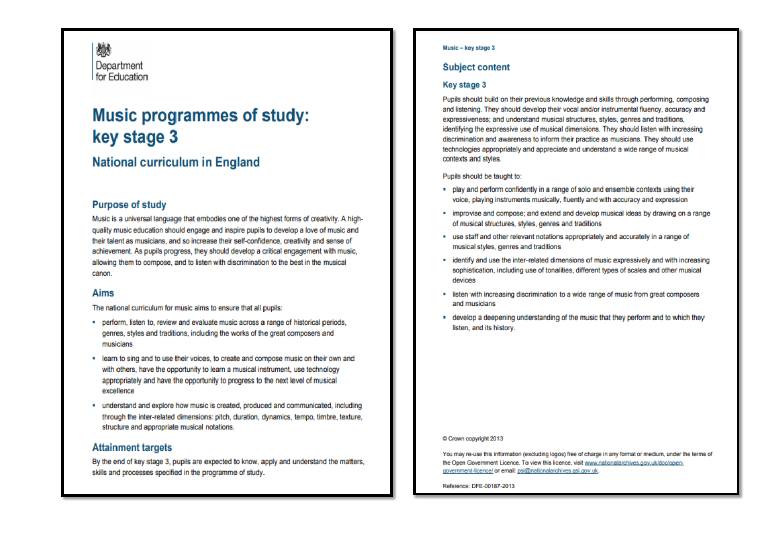Department for Education

# Music programmes of study: key stage 3

## National curriculum in England

### Purpose of study

Music is a universal language that embodies one of the highest forms of creativity. A high-quality music education should engage and inspire pupils to develop a love of music and their talent as musicians, and so increase their self-confidence, creativity and sense of achievement. As pupils progress, they should develop a critical engagement with music, allowing them to compose, and to listen with discrimination to the best in the musical canon.

### Aims

The national curriculum for music aims to ensure that all pupils:

- perform, listen to, review and evaluate music across a range of historical periods, genres, styles and traditions, including the works of the great composers and musicians
- learn to sing and to use their voices, to create and compose music on their own and with others, have the opportunity to learn a musical instrument, use technology appropriately and have the opportunity to progress to the next level of musical excellence
- understand and explore how music is created, produced and communicated, including through the inter-related dimensions: pitch, duration, dynamics, tempo, timbre, texture, structure and appropriate musical notations.

### Attainment targets

By the end of key stage 3, pupils are expected to know, apply and understand the matters, skills and processes specified in the programme of study.

Music – key stage 3

## Subject content

### Key stage 3

Pupils should build on their previous knowledge and skills through performing, composing and listening. They should develop their vocal and/or instrumental fluency, accuracy and expressiveness; and understand musical structures, styles, genres and traditions, identifying the expressive use of musical dimensions. They should listen with increasing discrimination and awareness to inform their practice as musicians. They should use technologies appropriately and appreciate and understand a wide range of musical contexts and styles.

Pupils should be taught to:

- play and perform confidently in a range of solo and ensemble contexts using their voice, playing instruments musically, fluently and with accuracy and expression
- improvise and compose; and extend and develop musical ideas by drawing on a range of musical structures, styles, genres and traditions
- use staff and other relevant notations appropriately and accurately in a range of musical styles, genres and traditions
- identify and use the inter-related dimensions of music expressively and with increasing sophistication, including use of tonalities, different types of scales and other musical devices
- listen with increasing discrimination to a wide range of music from great composers and musicians
- develop a deepening understanding of the music that they perform and to which they listen, and its history.

© Crown copyright 2013

You may re-use this information (excluding logos) free of charge in any format or medium, under the terms of the Open Government Licence. To view this licence, visit www.nationalarchives.gov.uk/doc/open-government-licence/ or email: psi@nationalarchives.gsi.gov.uk.

Reference: DFE-00187-2013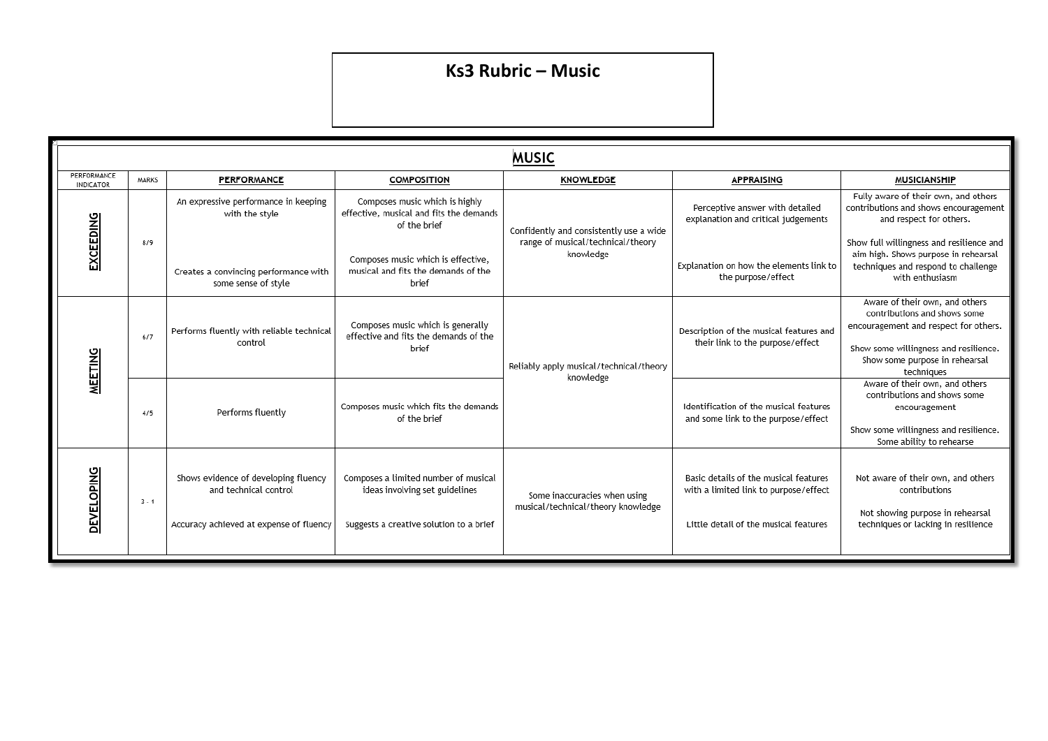# Ks3 Rubric – Music

| MUSIC | | | | | | |
|---|---|---|---|---|---|---|
| PERFORMANCE INDICATOR | MARKS | PERFORMANCE | COMPOSITION | KNOWLEDGE | APPRAISING | MUSICIANSHIP |
| EXCEEDING | 8/9 | An expressive performance in keeping with the style<br><br>Creates a convincing performance with some sense of style | Composes music which is highly effective, musical and fits the demands of the brief<br><br>Composes music which is effective, musical and fits the demands of the brief | Confidently and consistently use a wide range of musical/technical/theory knowledge | Perceptive answer with detailed explanation and critical judgements<br><br>Explanation on how the elements link to the purpose/effect | Fully aware of their own, and others contributions and shows encouragement and respect for others.<br><br>Show full willingness and resilience and aim high. Shows purpose in rehearsal techniques and respond to challenge with enthusiasm |
| MEETING | 6/7 | Performs fluently with reliable technical control | Composes music which is generally effective and fits the demands of the brief | Reliably apply musical/technical/theory knowledge | Description of the musical features and their link to the purpose/effect | Aware of their own, and others contributions and shows some encouragement and respect for others.<br><br>Show some willingness and resilience. Show some purpose in rehearsal techniques |
| | 4/5 | Performs fluently | Composes music which fits the demands of the brief | | Identification of the musical features and some link to the purpose/effect | Aware of their own, and others contributions and shows some encouragement<br><br>Show some willingness and resilience. Some ability to rehearse |
| DEVELOPING | 3 - 1 | Shows evidence of developing fluency and technical control<br><br>Accuracy achieved at expense of fluency | Composes a limited number of musical ideas involving set guidelines<br><br>Suggests a creative solution to a brief | Some inaccuracies when using musical/technical/theory knowledge | Basic details of the musical features with a limited link to purpose/effect<br><br>Little detail of the musical features | Not aware of their own, and others contributions<br><br>Not showing purpose in rehearsal techniques or lacking in resilience |